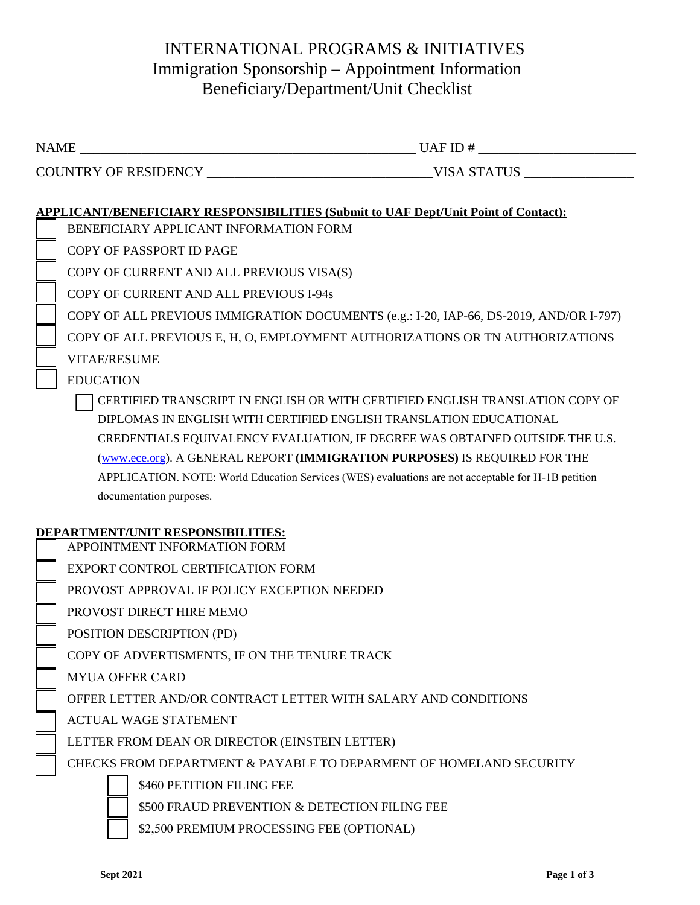# INTERNATIONAL PROGRAMS & INITIATIVES

## Immigration Sponsorship – Appointment Information

## Beneficiary/Department/Unit Checklist

NAME ______________________________________________ UAF ID # ______________________

COUNTRY OF RESIDENCY ________________________________ VISA STATUS ________________

**APPLICANT/BENEFICIARY RESPONSIBILITIES (Submit to UAF Dept/Unit Point of Contact):**

- ☐ BENEFICIARY APPLICANT INFORMATION FORM
- ☐ COPY OF PASSPORT ID PAGE
- ☐ COPY OF CURRENT AND ALL PREVIOUS VISA(S)
- ☐ COPY OF CURRENT AND ALL PREVIOUS I-94s
- ☐ COPY OF ALL PREVIOUS IMMIGRATION DOCUMENTS (e.g.: I-20, IAP-66, DS-2019, AND/OR I-797)
- ☐ COPY OF ALL PREVIOUS E, H, O, EMPLOYMENT AUTHORIZATIONS OR TN AUTHORIZATIONS
- ☐ VITAE/RESUME
- ☐ EDUCATION
  - ☐ CERTIFIED TRANSCRIPT IN ENGLISH OR WITH CERTIFIED ENGLISH TRANSLATION COPY OF DIPLOMAS IN ENGLISH WITH CERTIFIED ENGLISH TRANSLATION EDUCATIONAL CREDENTIALS EQUIVALENCY EVALUATION, IF DEGREE WAS OBTAINED OUTSIDE THE U.S. (www.ece.org). A GENERAL REPORT **(IMMIGRATION PURPOSES)** IS REQUIRED FOR THE APPLICATION. NOTE: World Education Services (WES) evaluations are not acceptable for H-1B petition documentation purposes.

**DEPARTMENT/UNIT RESPONSIBILITIES:**

- ☐ APPOINTMENT INFORMATION FORM
- ☐ EXPORT CONTROL CERTIFICATION FORM
- ☐ PROVOST APPROVAL IF POLICY EXCEPTION NEEDED
- ☐ PROVOST DIRECT HIRE MEMO
- ☐ POSITION DESCRIPTION (PD)
- ☐ COPY OF ADVERTISMENTS, IF ON THE TENURE TRACK
- ☐ MYUA OFFER CARD
- ☐ OFFER LETTER AND/OR CONTRACT LETTER WITH SALARY AND CONDITIONS
- ☐ ACTUAL WAGE STATEMENT
- ☐ LETTER FROM DEAN OR DIRECTOR (EINSTEIN LETTER)
- ☐ CHECKS FROM DEPARTMENT & PAYABLE TO DEPARMENT OF HOMELAND SECURITY
  - ☐ $460 PETITION FILING FEE
  - ☐ $500 FRAUD PREVENTION & DETECTION FILING FEE
  - ☐ $2,500 PREMIUM PROCESSING FEE (OPTIONAL)

Sept 2021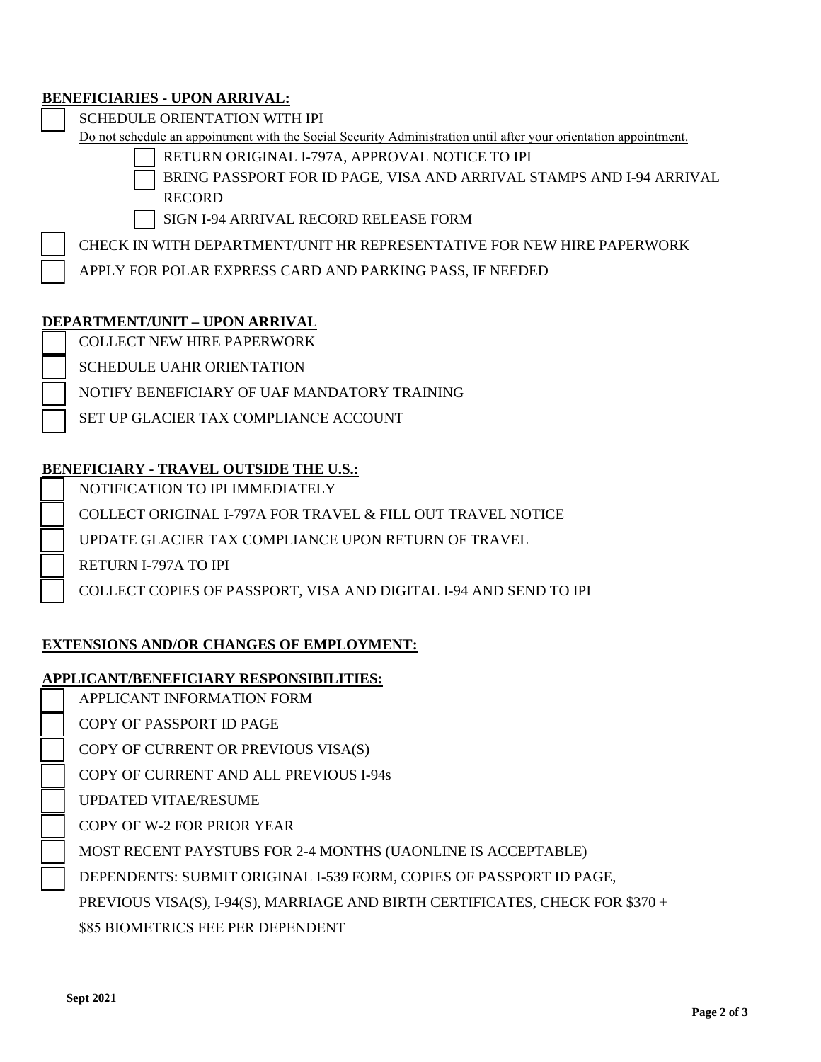**BENEFICIARIES - UPON ARRIVAL:**

- [ ] SCHEDULE ORIENTATION WITH IPI

  Do not schedule an appointment with the Social Security Administration until after your orientation appointment.

  - [ ] RETURN ORIGINAL I-797A, APPROVAL NOTICE TO IPI
  - [ ] BRING PASSPORT FOR ID PAGE, VISA AND ARRIVAL STAMPS AND I-94 ARRIVAL RECORD
  - [ ] SIGN I-94 ARRIVAL RECORD RELEASE FORM
- [ ] CHECK IN WITH DEPARTMENT/UNIT HR REPRESENTATIVE FOR NEW HIRE PAPERWORK
- [ ] APPLY FOR POLAR EXPRESS CARD AND PARKING PASS, IF NEEDED

**DEPARTMENT/UNIT – UPON ARRIVAL**

- [ ] COLLECT NEW HIRE PAPERWORK
- [ ] SCHEDULE UAHR ORIENTATION
- [ ] NOTIFY BENEFICIARY OF UAF MANDATORY TRAINING
- [ ] SET UP GLACIER TAX COMPLIANCE ACCOUNT

**BENEFICIARY - TRAVEL OUTSIDE THE U.S.:**

- [ ] NOTIFICATION TO IPI IMMEDIATELY
- [ ] COLLECT ORIGINAL I-797A FOR TRAVEL & FILL OUT TRAVEL NOTICE
- [ ] UPDATE GLACIER TAX COMPLIANCE UPON RETURN OF TRAVEL
- [ ] RETURN I-797A TO IPI
- [ ] COLLECT COPIES OF PASSPORT, VISA AND DIGITAL I-94 AND SEND TO IPI

**EXTENSIONS AND/OR CHANGES OF EMPLOYMENT:**

**APPLICANT/BENEFICIARY RESPONSIBILITIES:**

- [ ] APPLICANT INFORMATION FORM
- [ ] COPY OF PASSPORT ID PAGE
- [ ] COPY OF CURRENT OR PREVIOUS VISA(S)
- [ ] COPY OF CURRENT AND ALL PREVIOUS I-94s
- [ ] UPDATED VITAE/RESUME
- [ ] COPY OF W-2 FOR PRIOR YEAR
- [ ] MOST RECENT PAYSTUBS FOR 2-4 MONTHS (UAONLINE IS ACCEPTABLE)
- [ ] DEPENDENTS: SUBMIT ORIGINAL I-539 FORM, COPIES OF PASSPORT ID PAGE, PREVIOUS VISA(S), I-94(S), MARRIAGE AND BIRTH CERTIFICATES, CHECK FOR $370 + $85 BIOMETRICS FEE PER DEPENDENT

Sept 2021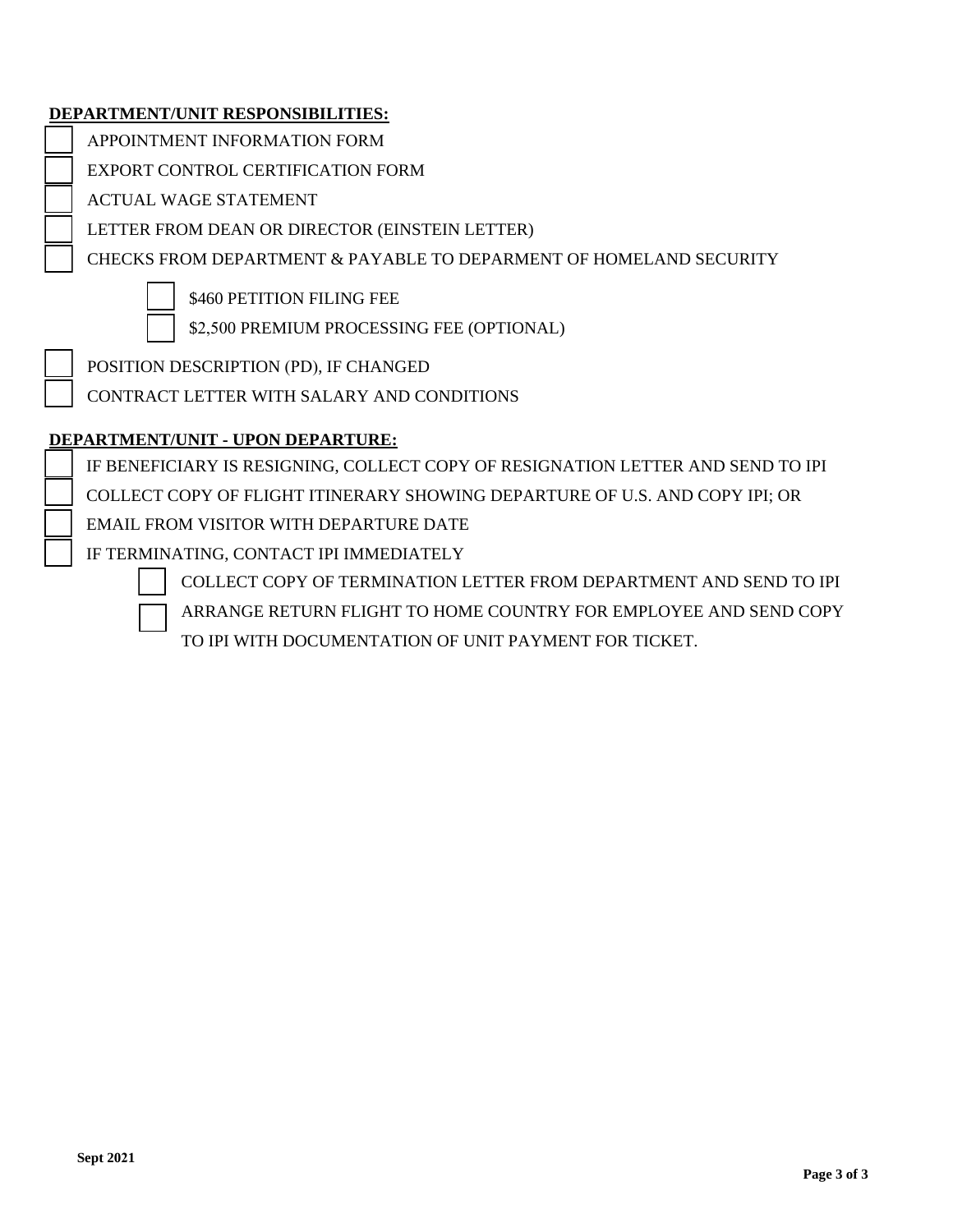**DEPARTMENT/UNIT RESPONSIBILITIES:**

- [ ] APPOINTMENT INFORMATION FORM
- [ ] EXPORT CONTROL CERTIFICATION FORM
- [ ] ACTUAL WAGE STATEMENT
- [ ] LETTER FROM DEAN OR DIRECTOR (EINSTEIN LETTER)
- [ ] CHECKS FROM DEPARTMENT & PAYABLE TO DEPARMENT OF HOMELAND SECURITY
  - [ ] $460 PETITION FILING FEE
  - [ ] $2,500 PREMIUM PROCESSING FEE (OPTIONAL)
- [ ] POSITION DESCRIPTION (PD), IF CHANGED
- [ ] CONTRACT LETTER WITH SALARY AND CONDITIONS

**DEPARTMENT/UNIT - UPON DEPARTURE:**

- [ ] IF BENEFICIARY IS RESIGNING, COLLECT COPY OF RESIGNATION LETTER AND SEND TO IPI
- [ ] COLLECT COPY OF FLIGHT ITINERARY SHOWING DEPARTURE OF U.S. AND COPY IPI; OR
- [ ] EMAIL FROM VISITOR WITH DEPARTURE DATE
- [ ] IF TERMINATING, CONTACT IPI IMMEDIATELY
  - [ ] COLLECT COPY OF TERMINATION LETTER FROM DEPARTMENT AND SEND TO IPI
  - [ ] ARRANGE RETURN FLIGHT TO HOME COUNTRY FOR EMPLOYEE AND SEND COPY TO IPI WITH DOCUMENTATION OF UNIT PAYMENT FOR TICKET.

**Sept 2021**